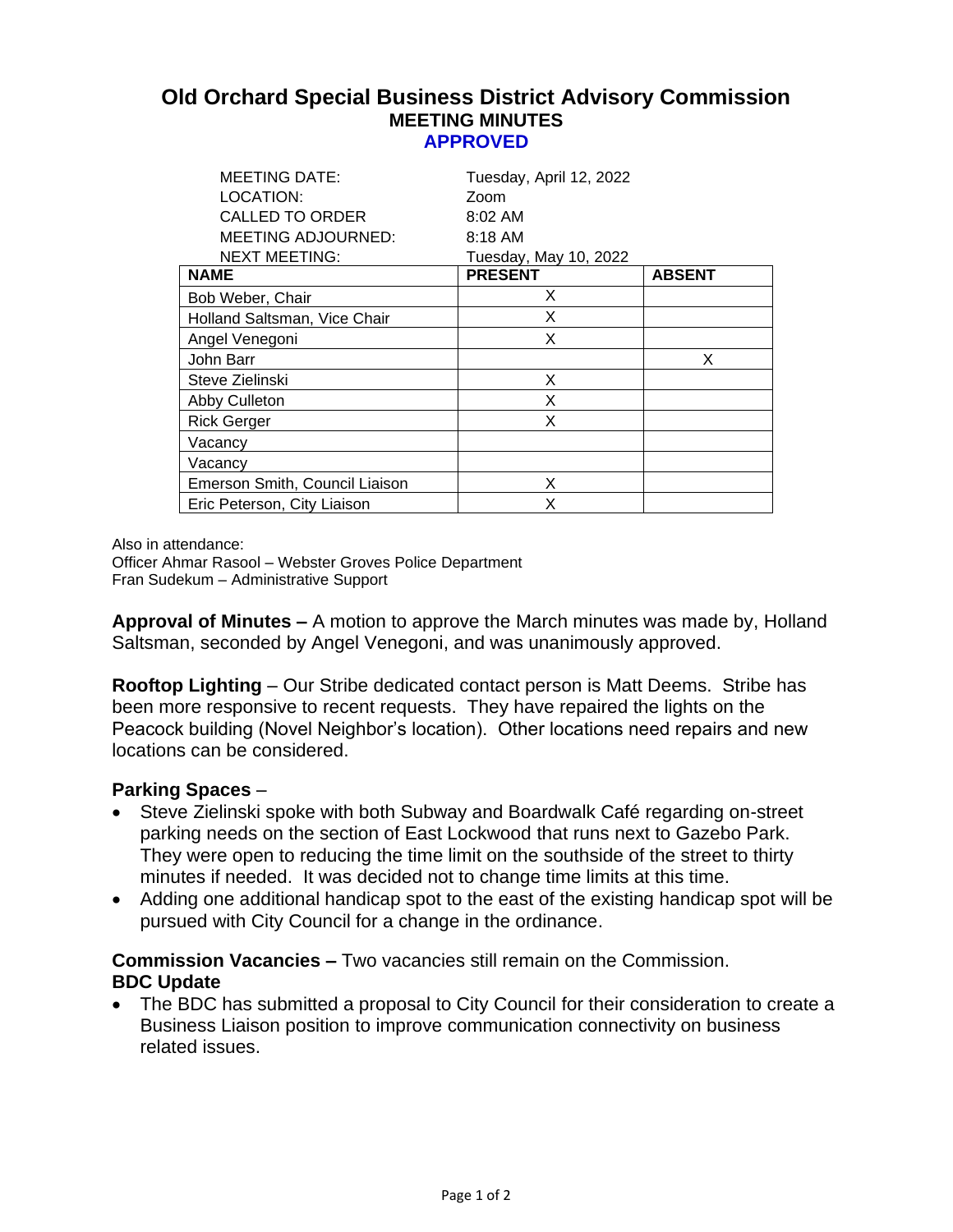# Old Orchard Special Business District Advisory Commission

## MEETING MINUTES

### APPROVED

| | |
|---|---|
| MEETING DATE: | Tuesday, April 12, 2022 |
| LOCATION: | Zoom |
| CALLED TO ORDER | 8:02 AM |
| MEETING ADJOURNED: | 8:18 AM |
| NEXT MEETING: | Tuesday, May 10, 2022 |

| NAME | PRESENT | ABSENT |
|---|---|---|
| Bob Weber, Chair | X | |
| Holland Saltsman, Vice Chair | X | |
| Angel Venegoni | X | |
| John Barr | | X |
| Steve Zielinski | X | |
| Abby Culleton | X | |
| Rick Gerger | X | |
| Vacancy | | |
| Vacancy | | |
| Emerson Smith, Council Liaison | X | |
| Eric Peterson, City Liaison | X | |

Also in attendance:
Officer Ahmar Rasool – Webster Groves Police Department
Fran Sudekum – Administrative Support

**Approval of Minutes –** A motion to approve the March minutes was made by, Holland Saltsman, seconded by Angel Venegoni, and was unanimously approved.

**Rooftop Lighting** – Our Stribe dedicated contact person is Matt Deems. Stribe has been more responsive to recent requests. They have repaired the lights on the Peacock building (Novel Neighbor's location). Other locations need repairs and new locations can be considered.

**Parking Spaces** –

- Steve Zielinski spoke with both Subway and Boardwalk Café regarding on-street parking needs on the section of East Lockwood that runs next to Gazebo Park. They were open to reducing the time limit on the southside of the street to thirty minutes if needed. It was decided not to change time limits at this time.
- Adding one additional handicap spot to the east of the existing handicap spot will be pursued with City Council for a change in the ordinance.

**Commission Vacancies –** Two vacancies still remain on the Commission.

**BDC Update**

- The BDC has submitted a proposal to City Council for their consideration to create a Business Liaison position to improve communication connectivity on business related issues.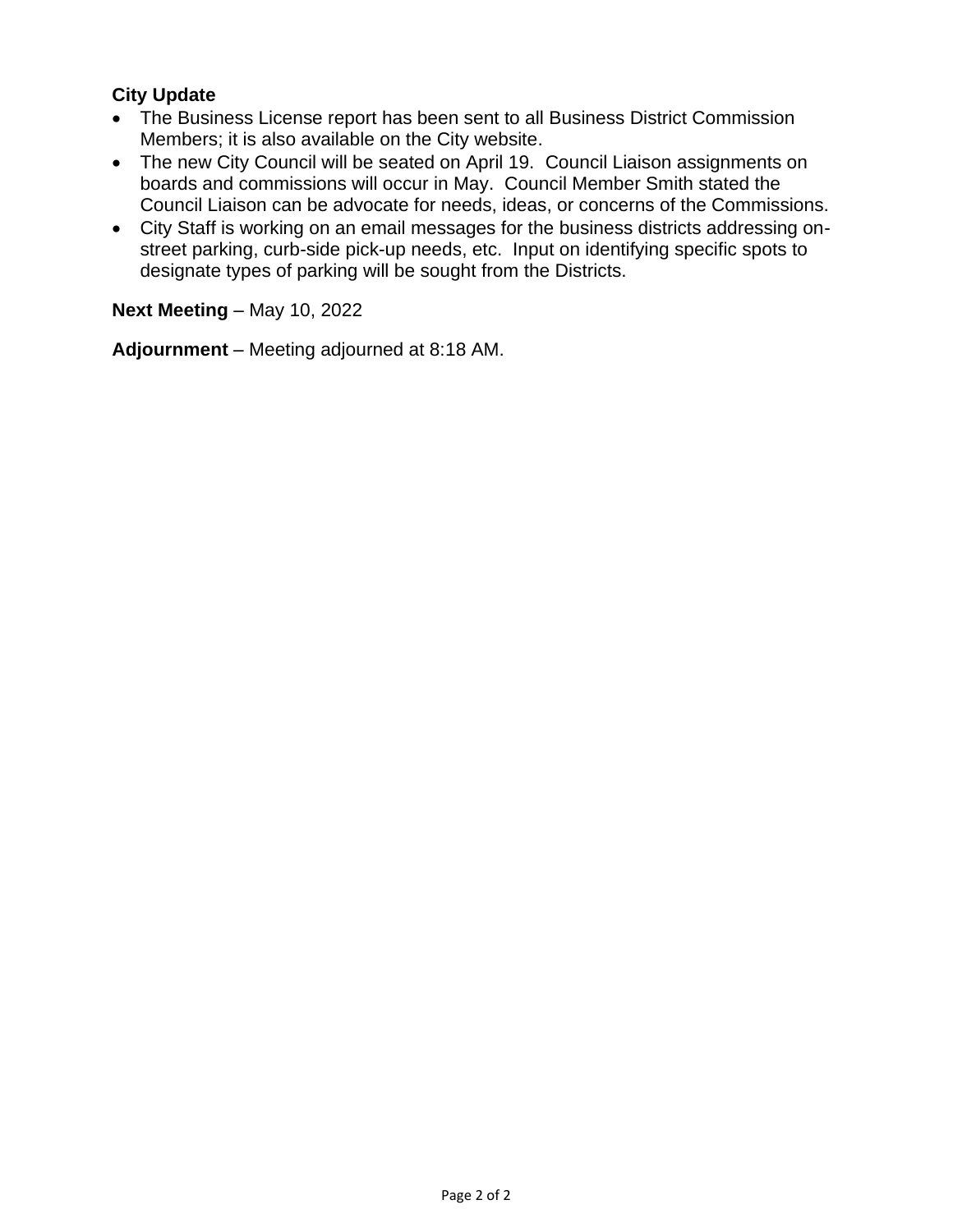**City Update**

- The Business License report has been sent to all Business District Commission Members; it is also available on the City website.
- The new City Council will be seated on April 19. Council Liaison assignments on boards and commissions will occur in May. Council Member Smith stated the Council Liaison can be advocate for needs, ideas, or concerns of the Commissions.
- City Staff is working on an email messages for the business districts addressing on-street parking, curb-side pick-up needs, etc. Input on identifying specific spots to designate types of parking will be sought from the Districts.

**Next Meeting** – May 10, 2022

**Adjournment** – Meeting adjourned at 8:18 AM.